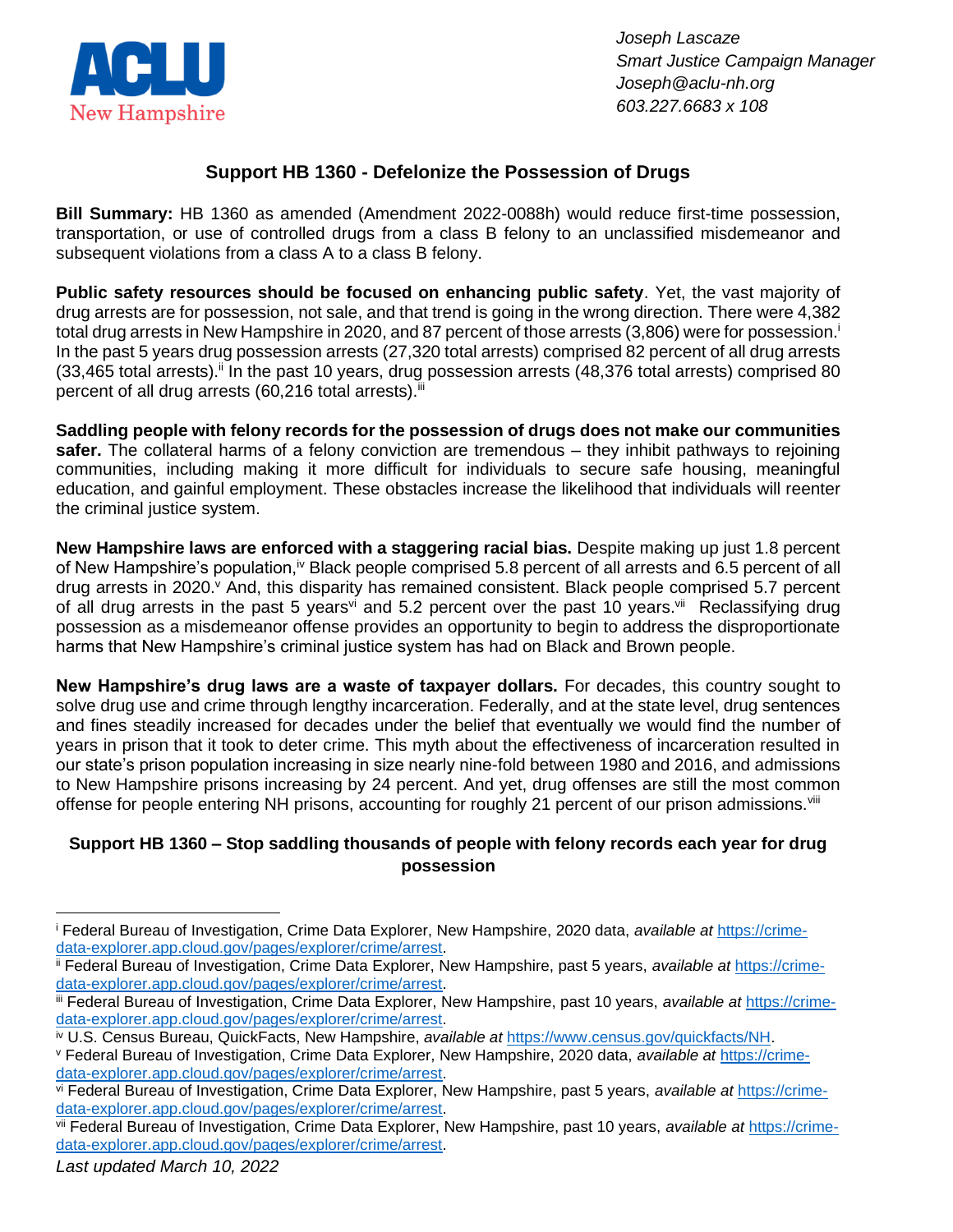ACLU New Hampshire

*Joseph Lascaze*
*Smart Justice Campaign Manager*
*Joseph@aclu-nh.org*
*603.227.6683 x 108*

## Support HB 1360 - Defelonize the Possession of Drugs

**Bill Summary:** HB 1360 as amended (Amendment 2022-0088h) would reduce first-time possession, transportation, or use of controlled drugs from a class B felony to an unclassified misdemeanor and subsequent violations from a class A to a class B felony.

**Public safety resources should be focused on enhancing public safety**. Yet, the vast majority of drug arrests are for possession, not sale, and that trend is going in the wrong direction. There were 4,382 total drug arrests in New Hampshire in 2020, and 87 percent of those arrests (3,806) were for possession.[i] In the past 5 years drug possession arrests (27,320 total arrests) comprised 82 percent of all drug arrests (33,465 total arrests).[ii] In the past 10 years, drug possession arrests (48,376 total arrests) comprised 80 percent of all drug arrests (60,216 total arrests).[iii]

**Saddling people with felony records for the possession of drugs does not make our communities safer.** The collateral harms of a felony conviction are tremendous – they inhibit pathways to rejoining communities, including making it more difficult for individuals to secure safe housing, meaningful education, and gainful employment. These obstacles increase the likelihood that individuals will reenter the criminal justice system.

**New Hampshire laws are enforced with a staggering racial bias.** Despite making up just 1.8 percent of New Hampshire's population,[iv] Black people comprised 5.8 percent of all arrests and 6.5 percent of all drug arrests in 2020.[v] And, this disparity has remained consistent. Black people comprised 5.7 percent of all drug arrests in the past 5 years[vi] and 5.2 percent over the past 10 years.[vii] Reclassifying drug possession as a misdemeanor offense provides an opportunity to begin to address the disproportionate harms that New Hampshire's criminal justice system has had on Black and Brown people.

**New Hampshire's drug laws are a waste of taxpayer dollars.** For decades, this country sought to solve drug use and crime through lengthy incarceration. Federally, and at the state level, drug sentences and fines steadily increased for decades under the belief that eventually we would find the number of years in prison that it took to deter crime. This myth about the effectiveness of incarceration resulted in our state's prison population increasing in size nearly nine-fold between 1980 and 2016, and admissions to New Hampshire prisons increasing by 24 percent. And yet, drug offenses are still the most common offense for people entering NH prisons, accounting for roughly 21 percent of our prison admissions.[viii]

### Support HB 1360 – Stop saddling thousands of people with felony records each year for drug possession

---

[i] Federal Bureau of Investigation, Crime Data Explorer, New Hampshire, 2020 data, *available at* https://crime-data-explorer.app.cloud.gov/pages/explorer/crime/arrest.

[ii] Federal Bureau of Investigation, Crime Data Explorer, New Hampshire, past 5 years, *available at* https://crime-data-explorer.app.cloud.gov/pages/explorer/crime/arrest.

[iii] Federal Bureau of Investigation, Crime Data Explorer, New Hampshire, past 10 years, *available at* https://crime-data-explorer.app.cloud.gov/pages/explorer/crime/arrest.

[iv] U.S. Census Bureau, QuickFacts, New Hampshire, *available at* https://www.census.gov/quickfacts/NH.

[v] Federal Bureau of Investigation, Crime Data Explorer, New Hampshire, 2020 data, *available at* https://crime-data-explorer.app.cloud.gov/pages/explorer/crime/arrest.

[vi] Federal Bureau of Investigation, Crime Data Explorer, New Hampshire, past 5 years, *available at* https://crime-data-explorer.app.cloud.gov/pages/explorer/crime/arrest.

[vii] Federal Bureau of Investigation, Crime Data Explorer, New Hampshire, past 10 years, *available at* https://crime-data-explorer.app.cloud.gov/pages/explorer/crime/arrest.

*Last updated March 10, 2022*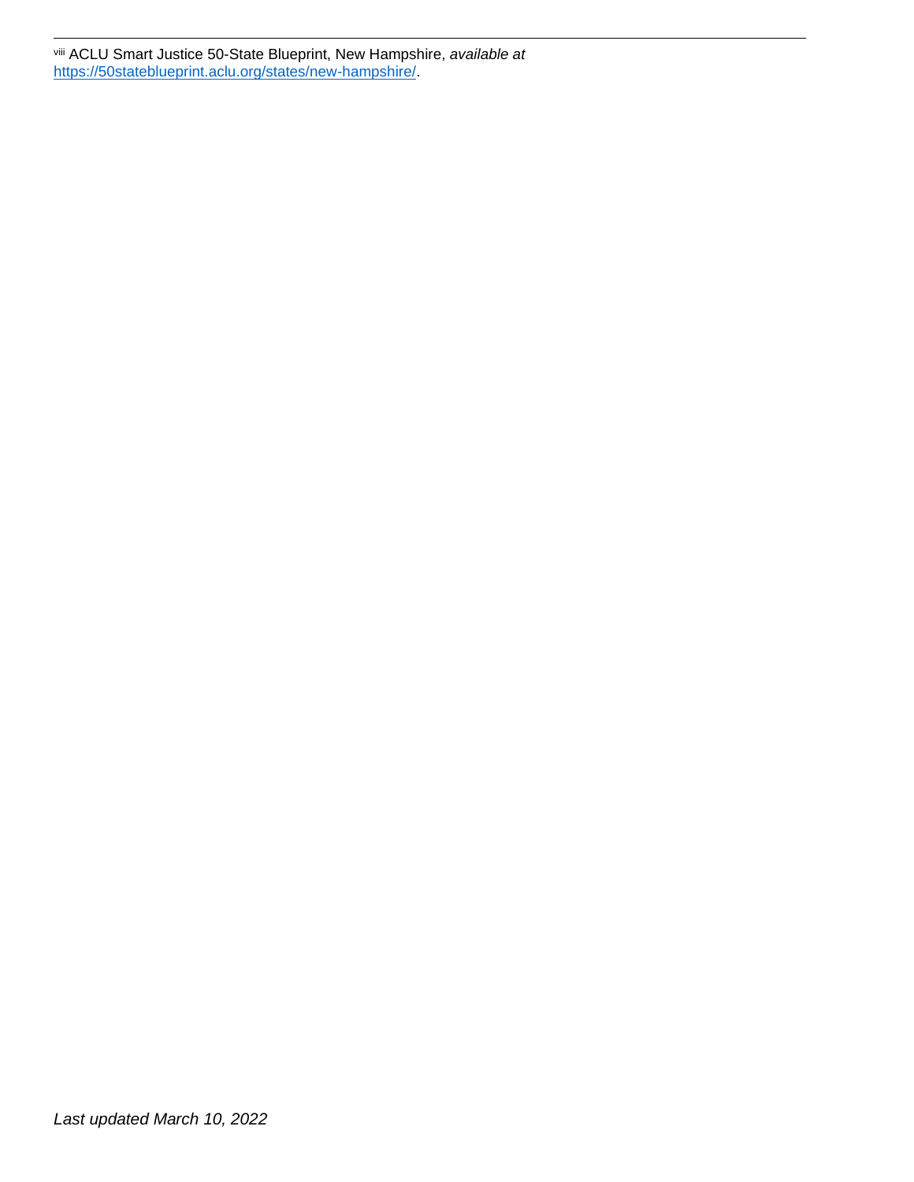---

[viii] ACLU Smart Justice 50-State Blueprint, New Hampshire, *available at* [https://50stateblueprint.aclu.org/states/new-hampshire/](https://50stateblueprint.aclu.org/states/new-hampshire/).

*Last updated March 10, 2022*